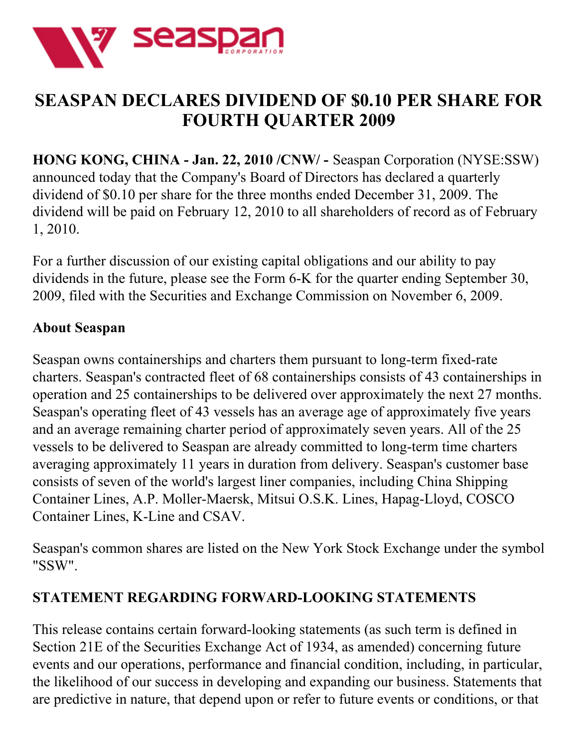# SEASPAN DECLARES DIVIDEND OF $0.10 PER SHARE FOR FOURTH QUARTER 2009

**HONG KONG, CHINA - Jan. 22, 2010 /CNW/ -** Seaspan Corporation (NYSE:SSW) announced today that the Company's Board of Directors has declared a quarterly dividend of $0.10 per share for the three months ended December 31, 2009. The dividend will be paid on February 12, 2010 to all shareholders of record as of February 1, 2010.

For a further discussion of our existing capital obligations and our ability to pay dividends in the future, please see the Form 6-K for the quarter ending September 30, 2009, filed with the Securities and Exchange Commission on November 6, 2009.

## About Seaspan

Seaspan owns containerships and charters them pursuant to long-term fixed-rate charters. Seaspan's contracted fleet of 68 containerships consists of 43 containerships in operation and 25 containerships to be delivered over approximately the next 27 months. Seaspan's operating fleet of 43 vessels has an average age of approximately five years and an average remaining charter period of approximately seven years. All of the 25 vessels to be delivered to Seaspan are already committed to long-term time charters averaging approximately 11 years in duration from delivery. Seaspan's customer base consists of seven of the world's largest liner companies, including China Shipping Container Lines, A.P. Moller-Maersk, Mitsui O.S.K. Lines, Hapag-Lloyd, COSCO Container Lines, K-Line and CSAV.

Seaspan's common shares are listed on the New York Stock Exchange under the symbol "SSW".

## STATEMENT REGARDING FORWARD-LOOKING STATEMENTS

This release contains certain forward-looking statements (as such term is defined in Section 21E of the Securities Exchange Act of 1934, as amended) concerning future events and our operations, performance and financial condition, including, in particular, the likelihood of our success in developing and expanding our business. Statements that are predictive in nature, that depend upon or refer to future events or conditions, or that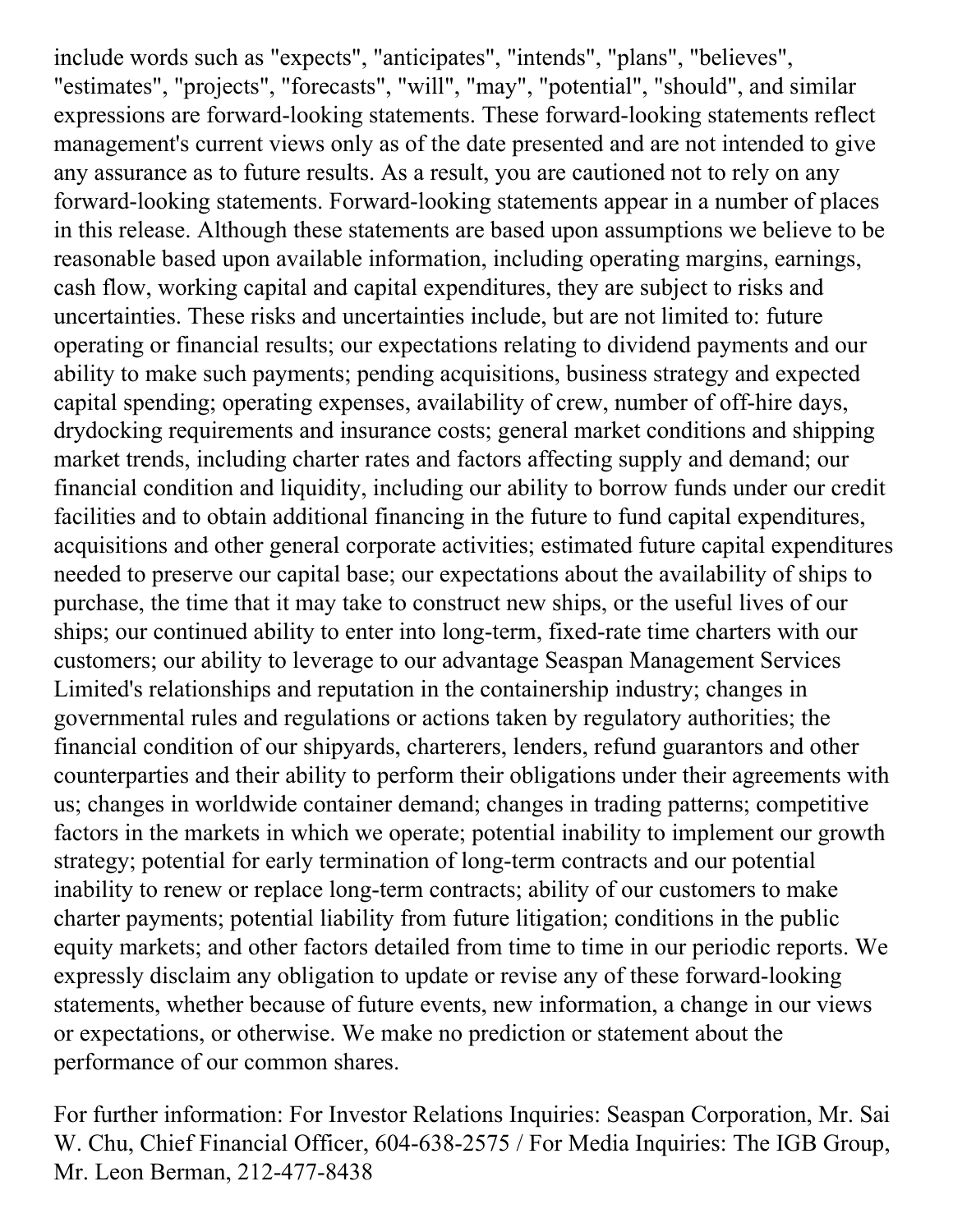include words such as "expects", "anticipates", "intends", "plans", "believes", "estimates", "projects", "forecasts", "will", "may", "potential", "should", and similar expressions are forward-looking statements. These forward-looking statements reflect management's current views only as of the date presented and are not intended to give any assurance as to future results. As a result, you are cautioned not to rely on any forward-looking statements. Forward-looking statements appear in a number of places in this release. Although these statements are based upon assumptions we believe to be reasonable based upon available information, including operating margins, earnings, cash flow, working capital and capital expenditures, they are subject to risks and uncertainties. These risks and uncertainties include, but are not limited to: future operating or financial results; our expectations relating to dividend payments and our ability to make such payments; pending acquisitions, business strategy and expected capital spending; operating expenses, availability of crew, number of off-hire days, drydocking requirements and insurance costs; general market conditions and shipping market trends, including charter rates and factors affecting supply and demand; our financial condition and liquidity, including our ability to borrow funds under our credit facilities and to obtain additional financing in the future to fund capital expenditures, acquisitions and other general corporate activities; estimated future capital expenditures needed to preserve our capital base; our expectations about the availability of ships to purchase, the time that it may take to construct new ships, or the useful lives of our ships; our continued ability to enter into long-term, fixed-rate time charters with our customers; our ability to leverage to our advantage Seaspan Management Services Limited's relationships and reputation in the containership industry; changes in governmental rules and regulations or actions taken by regulatory authorities; the financial condition of our shipyards, charterers, lenders, refund guarantors and other counterparties and their ability to perform their obligations under their agreements with us; changes in worldwide container demand; changes in trading patterns; competitive factors in the markets in which we operate; potential inability to implement our growth strategy; potential for early termination of long-term contracts and our potential inability to renew or replace long-term contracts; ability of our customers to make charter payments; potential liability from future litigation; conditions in the public equity markets; and other factors detailed from time to time in our periodic reports. We expressly disclaim any obligation to update or revise any of these forward-looking statements, whether because of future events, new information, a change in our views or expectations, or otherwise. We make no prediction or statement about the performance of our common shares.

For further information: For Investor Relations Inquiries: Seaspan Corporation, Mr. Sai W. Chu, Chief Financial Officer, 604-638-2575 / For Media Inquiries: The IGB Group, Mr. Leon Berman, 212-477-8438